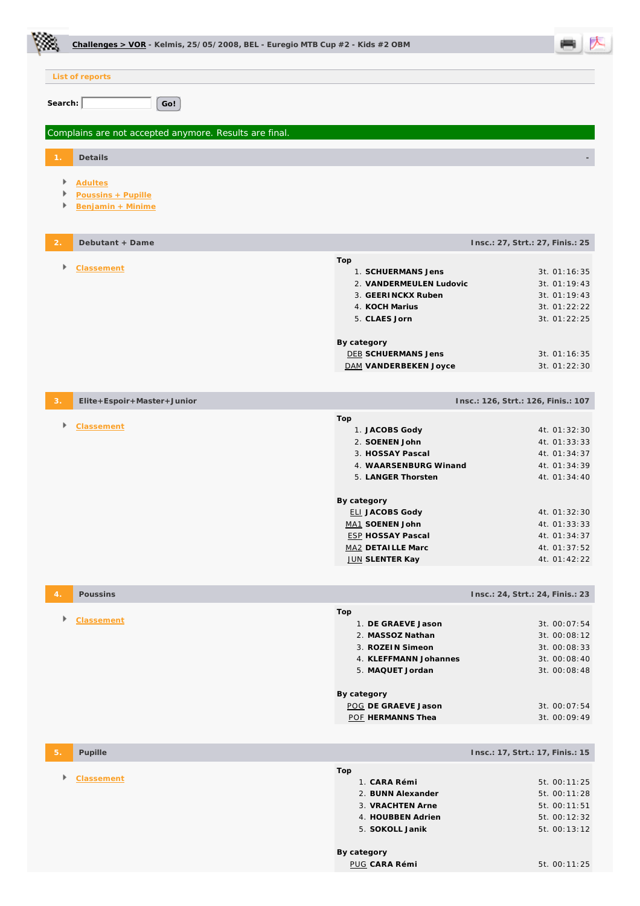**Challenges > VOR** - Kelmis, 25/05/2008, BEL - Euregio MTB Cup #2 - Kids #2 OBM

List of reports

Search: Go!

Complains are not accepted anymore. Results are final.

## 1. Details

- Adultes
- Poussins + Pupille
- Benjamin + Minime

## 2. Debutant + Dame

Insc.: 27, Strt.: 27, Finis.: 25

- Classement

**Top**

| | | |
|---|---|---|
| 1. | SCHUERMANS Jens | 3t. 01:16:35 |
| 2. | VANDERMEULEN Ludovic | 3t. 01:19:43 |
| 3. | GEERINCKX Ruben | 3t. 01:19:43 |
| 4. | KOCH Marius | 3t. 01:22:22 |
| 5. | CLAES Jorn | 3t. 01:22:25 |

**By category**

| | | |
|---|---|---|
| DEB | SCHUERMANS Jens | 3t. 01:16:35 |
| DAM | VANDERBEKEN Joyce | 3t. 01:22:30 |

## 3. Elite+Espoir+Master+Junior

Insc.: 126, Strt.: 126, Finis.: 107

- Classement

**Top**

| | | |
|---|---|---|
| 1. | JACOBS Gody | 4t. 01:32:30 |
| 2. | SOENEN John | 4t. 01:33:33 |
| 3. | HOSSAY Pascal | 4t. 01:34:37 |
| 4. | WAARSENBURG Winand | 4t. 01:34:39 |
| 5. | LANGER Thorsten | 4t. 01:34:40 |

**By category**

| | | |
|---|---|---|
| ELI | JACOBS Gody | 4t. 01:32:30 |
| MA1 | SOENEN John | 4t. 01:33:33 |
| ESP | HOSSAY Pascal | 4t. 01:34:37 |
| MA2 | DETAILLE Marc | 4t. 01:37:52 |
| JUN | SLENTER Kay | 4t. 01:42:22 |

## 4. Poussins

Insc.: 24, Strt.: 24, Finis.: 23

- Classement

**Top**

| | | |
|---|---|---|
| 1. | DE GRAEVE Jason | 3t. 00:07:54 |
| 2. | MASSOZ Nathan | 3t. 00:08:12 |
| 3. | ROZEIN Simeon | 3t. 00:08:33 |
| 4. | KLEFFMANN Johannes | 3t. 00:08:40 |
| 5. | MAQUET Jordan | 3t. 00:08:48 |

**By category**

| | | |
|---|---|---|
| POG | DE GRAEVE Jason | 3t. 00:07:54 |
| POF | HERMANNS Thea | 3t. 00:09:49 |

## 5. Pupille

Insc.: 17, Strt.: 17, Finis.: 15

- Classement

**Top**

| | | |
|---|---|---|
| 1. | CARA Rémi | 5t. 00:11:25 |
| 2. | BUNN Alexander | 5t. 00:11:28 |
| 3. | VRACHTEN Arne | 5t. 00:11:51 |
| 4. | HOUBBEN Adrien | 5t. 00:12:32 |
| 5. | SOKOLL Janik | 5t. 00:13:12 |

**By category**

| | | |
|---|---|---|
| PUG | CARA Rémi | 5t. 00:11:25 |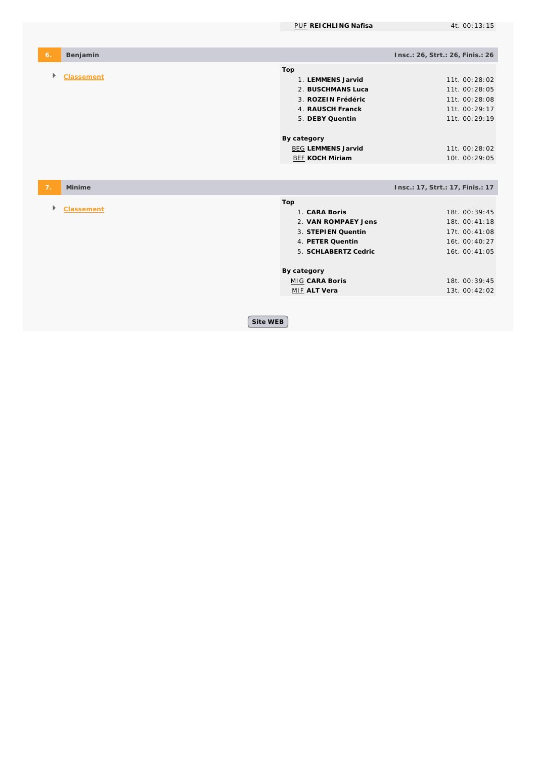| | | |
|---|---|---|
| PUF | **REICHLING Nafisa** | 4t. 00:13:15 |

## 6. Benjamin

**Insc.: 26, Strt.: 26, Finis.: 26**

- Classement

**Top**

| | | |
|---|---|---|
| 1. | **LEMMENS Jarvid** | 11t. 00:28:02 |
| 2. | **BUSCHMANS Luca** | 11t. 00:28:05 |
| 3. | **ROZEIN Frédéric** | 11t. 00:28:08 |
| 4. | **RAUSCH Franck** | 11t. 00:29:17 |
| 5. | **DEBY Quentin** | 11t. 00:29:19 |

**By category**

| | | |
|---|---|---|
| BEG | **LEMMENS Jarvid** | 11t. 00:28:02 |
| BEF | **KOCH Miriam** | 10t. 00:29:05 |

## 7. Minime

**Insc.: 17, Strt.: 17, Finis.: 17**

- Classement

**Top**

| | | |
|---|---|---|
| 1. | **CARA Boris** | 18t. 00:39:45 |
| 2. | **VAN ROMPAEY Jens** | 18t. 00:41:18 |
| 3. | **STEPIEN Quentin** | 17t. 00:41:08 |
| 4. | **PETER Quentin** | 16t. 00:40:27 |
| 5. | **SCHLABERTZ Cedric** | 16t. 00:41:05 |

**By category**

| | | |
|---|---|---|
| MIG | **CARA Boris** | 18t. 00:39:45 |
| MIF | **ALT Vera** | 13t. 00:42:02 |

Site WEB